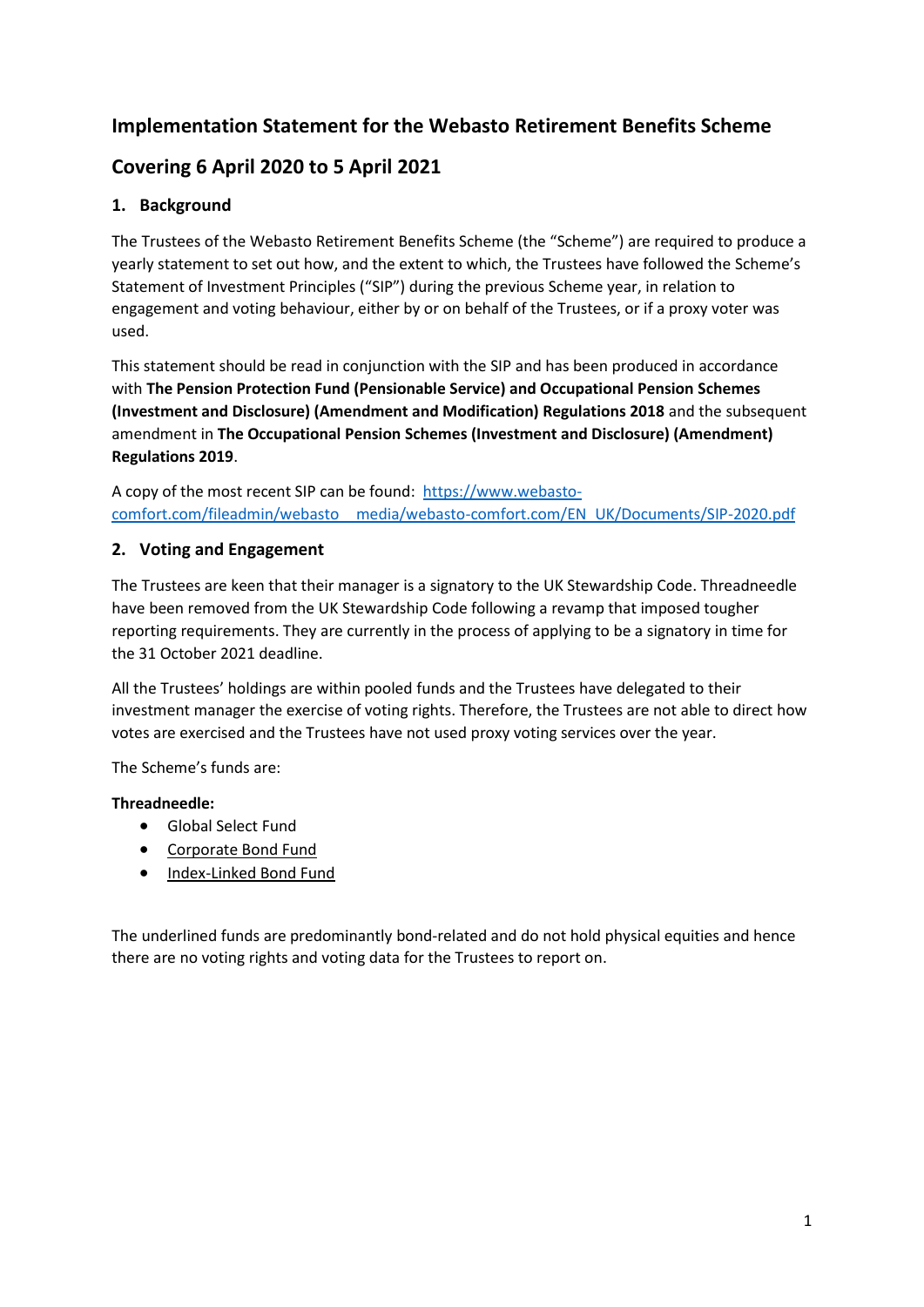# Implementation Statement for the Webasto Retirement Benefits Scheme

# Covering 6 April 2020 to 5 April 2021

## 1. Background

The Trustees of the Webasto Retirement Benefits Scheme (the "Scheme") are required to produce a yearly statement to set out how, and the extent to which, the Trustees have followed the Scheme's Statement of Investment Principles ("SIP") during the previous Scheme year, in relation to engagement and voting behaviour, either by or on behalf of the Trustees, or if a proxy voter was used.

This statement should be read in conjunction with the SIP and has been produced in accordance with **The Pension Protection Fund (Pensionable Service) and Occupational Pension Schemes (Investment and Disclosure) (Amendment and Modification) Regulations 2018** and the subsequent amendment in **The Occupational Pension Schemes (Investment and Disclosure) (Amendment) Regulations 2019**.

A copy of the most recent SIP can be found: https://www.webasto-comfort.com/fileadmin/webasto_media/webasto-comfort.com/EN_UK/Documents/SIP-2020.pdf

## 2. Voting and Engagement

The Trustees are keen that their manager is a signatory to the UK Stewardship Code. Threadneedle have been removed from the UK Stewardship Code following a revamp that imposed tougher reporting requirements. They are currently in the process of applying to be a signatory in time for the 31 October 2021 deadline.

All the Trustees' holdings are within pooled funds and the Trustees have delegated to their investment manager the exercise of voting rights. Therefore, the Trustees are not able to direct how votes are exercised and the Trustees have not used proxy voting services over the year.

The Scheme's funds are:

**Threadneedle:**

- Global Select Fund
- <u>Corporate Bond Fund</u>
- <u>Index-Linked Bond Fund</u>

The underlined funds are predominantly bond-related and do not hold physical equities and hence there are no voting rights and voting data for the Trustees to report on.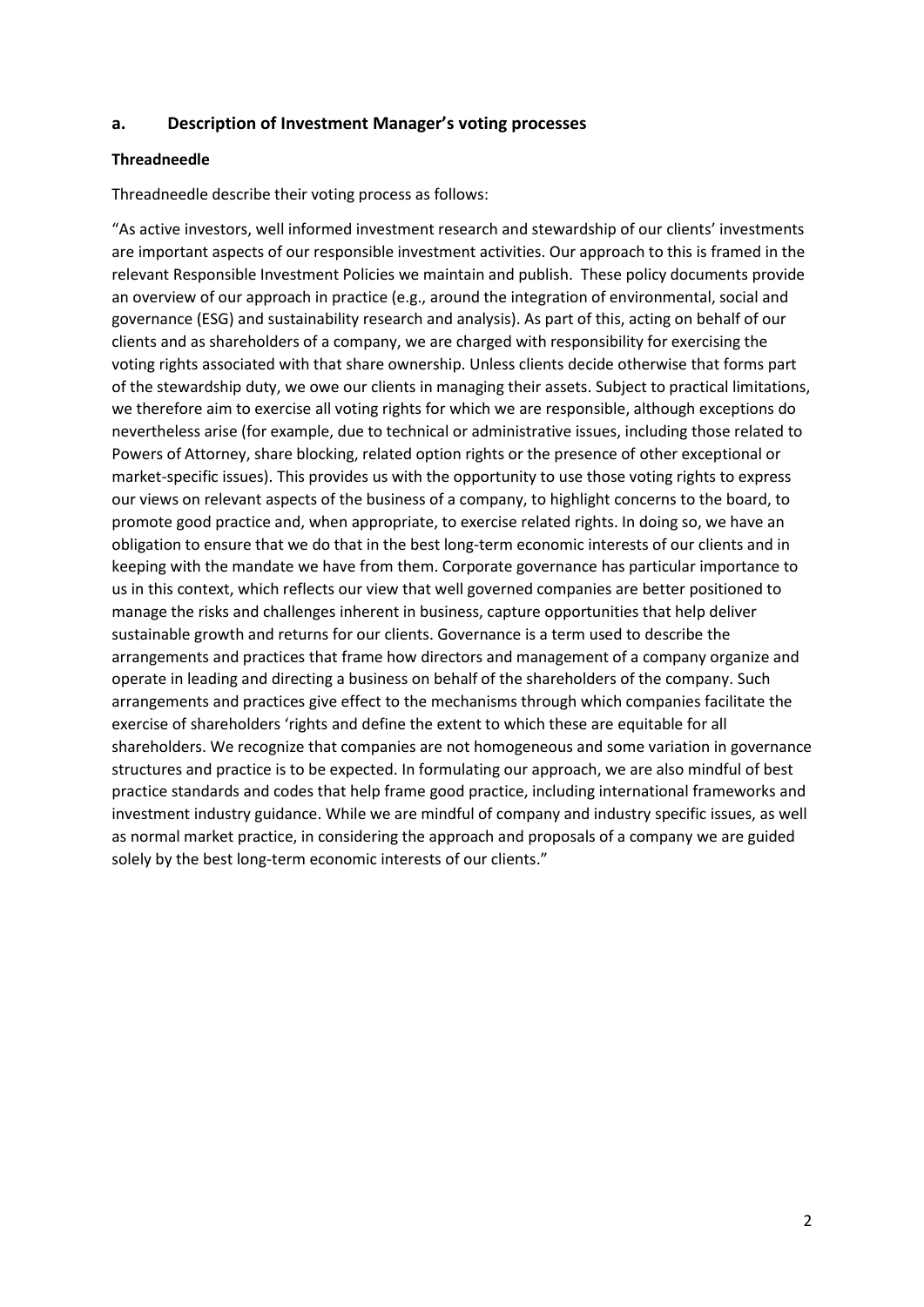### a. Description of Investment Manager's voting processes

**Threadneedle**

Threadneedle describe their voting process as follows:

"As active investors, well informed investment research and stewardship of our clients' investments are important aspects of our responsible investment activities. Our approach to this is framed in the relevant Responsible Investment Policies we maintain and publish. These policy documents provide an overview of our approach in practice (e.g., around the integration of environmental, social and governance (ESG) and sustainability research and analysis). As part of this, acting on behalf of our clients and as shareholders of a company, we are charged with responsibility for exercising the voting rights associated with that share ownership. Unless clients decide otherwise that forms part of the stewardship duty, we owe our clients in managing their assets. Subject to practical limitations, we therefore aim to exercise all voting rights for which we are responsible, although exceptions do nevertheless arise (for example, due to technical or administrative issues, including those related to Powers of Attorney, share blocking, related option rights or the presence of other exceptional or market-specific issues). This provides us with the opportunity to use those voting rights to express our views on relevant aspects of the business of a company, to highlight concerns to the board, to promote good practice and, when appropriate, to exercise related rights. In doing so, we have an obligation to ensure that we do that in the best long-term economic interests of our clients and in keeping with the mandate we have from them. Corporate governance has particular importance to us in this context, which reflects our view that well governed companies are better positioned to manage the risks and challenges inherent in business, capture opportunities that help deliver sustainable growth and returns for our clients. Governance is a term used to describe the arrangements and practices that frame how directors and management of a company organize and operate in leading and directing a business on behalf of the shareholders of the company. Such arrangements and practices give effect to the mechanisms through which companies facilitate the exercise of shareholders 'rights and define the extent to which these are equitable for all shareholders. We recognize that companies are not homogeneous and some variation in governance structures and practice is to be expected. In formulating our approach, we are also mindful of best practice standards and codes that help frame good practice, including international frameworks and investment industry guidance. While we are mindful of company and industry specific issues, as well as normal market practice, in considering the approach and proposals of a company we are guided solely by the best long-term economic interests of our clients."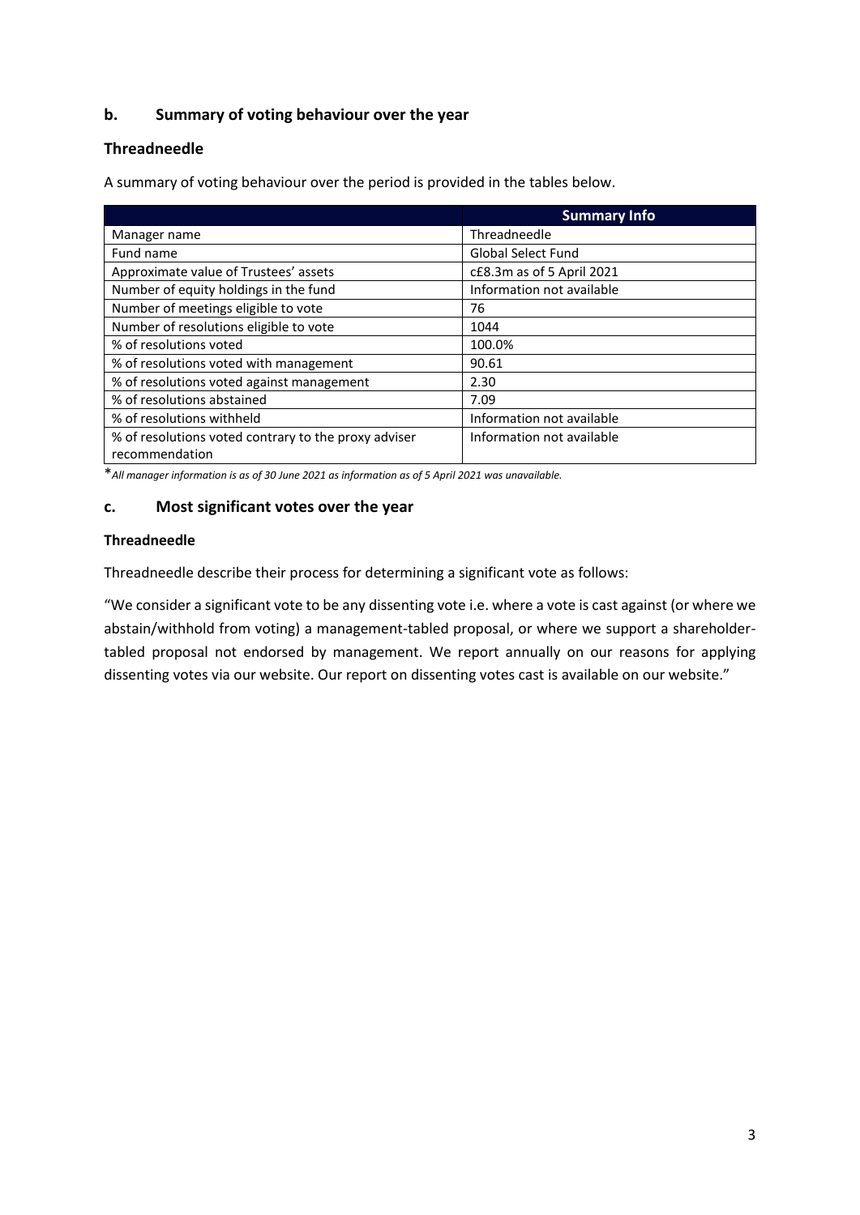## b. Summary of voting behaviour over the year

### Threadneedle

A summary of voting behaviour over the period is provided in the tables below.

| | Summary Info |
|---|---|
| Manager name | Threadneedle |
| Fund name | Global Select Fund |
| Approximate value of Trustees' assets | c£8.3m as of 5 April 2021 |
| Number of equity holdings in the fund | Information not available |
| Number of meetings eligible to vote | 76 |
| Number of resolutions eligible to vote | 1044 |
| % of resolutions voted | 100.0% |
| % of resolutions voted with management | 90.61 |
| % of resolutions voted against management | 2.30 |
| % of resolutions abstained | 7.09 |
| % of resolutions withheld | Information not available |
| % of resolutions voted contrary to the proxy adviser recommendation | Information not available |

**All manager information is as of 30 June 2021 as information as of 5 April 2021 was unavailable.*

## c. Most significant votes over the year

**Threadneedle**

Threadneedle describe their process for determining a significant vote as follows:

"We consider a significant vote to be any dissenting vote i.e. where a vote is cast against (or where we abstain/withhold from voting) a management-tabled proposal, or where we support a shareholder-tabled proposal not endorsed by management. We report annually on our reasons for applying dissenting votes via our website. Our report on dissenting votes cast is available on our website."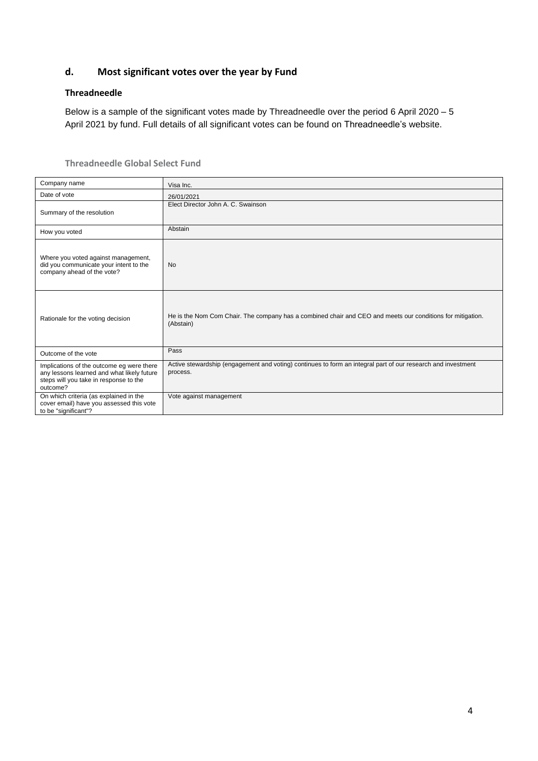## d. Most significant votes over the year by Fund

### Threadneedle

Below is a sample of the significant votes made by Threadneedle over the period 6 April 2020 – 5 April 2021 by fund. Full details of all significant votes can be found on Threadneedle's website.

#### Threadneedle Global Select Fund

| | |
|---|---|
| Company name | Visa Inc. |
| Date of vote | 26/01/2021 |
| Summary of the resolution | Elect Director John A. C. Swainson |
| How you voted | Abstain |
| Where you voted against management, did you communicate your intent to the company ahead of the vote? | No |
| Rationale for the voting decision | He is the Nom Com Chair. The company has a combined chair and CEO and meets our conditions for mitigation. (Abstain) |
| Outcome of the vote | Pass |
| Implications of the outcome eg were there any lessons learned and what likely future steps will you take in response to the outcome? | Active stewardship (engagement and voting) continues to form an integral part of our research and investment process. |
| On which criteria (as explained in the cover email) have you assessed this vote to be "significant"? | Vote against management |